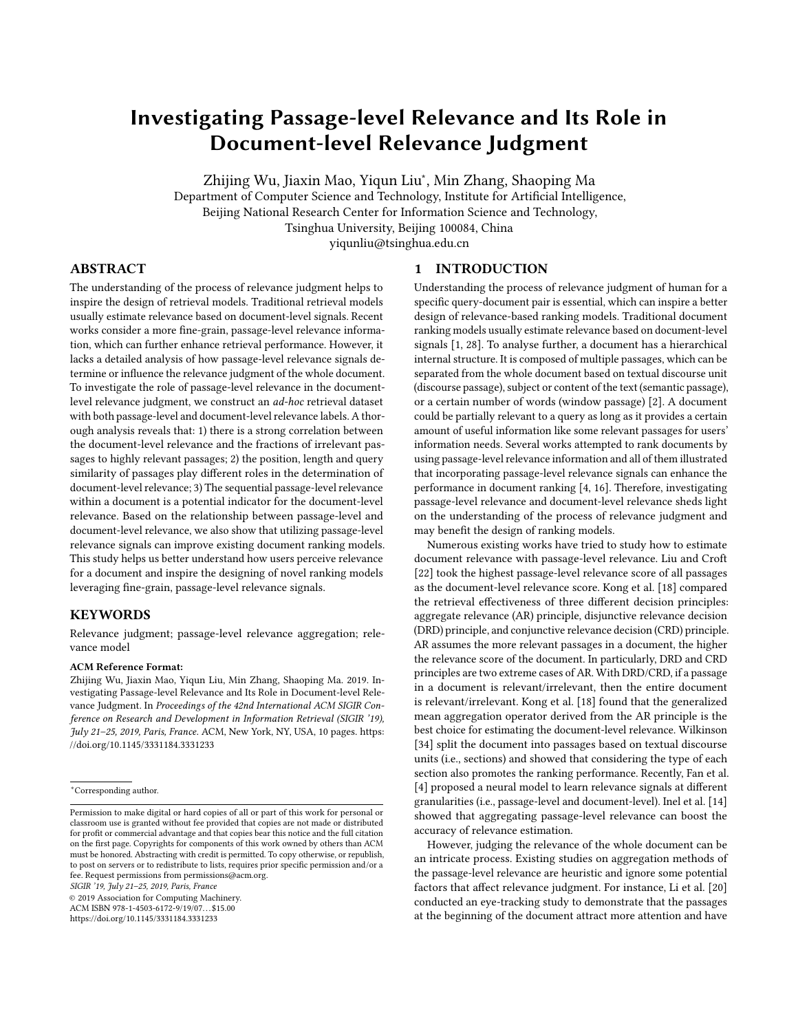# Investigating Passage-level Relevance and Its Role in Document-level Relevance Judgment

Zhijing Wu, Jiaxin Mao, Yiqun Liu*, Min Zhang, Shaoping Ma
Department of Computer Science and Technology, Institute for Artificial Intelligence,
Beijing National Research Center for Information Science and Technology,
Tsinghua University, Beijing 100084, China
yiqunliu@tsinghua.edu.cn

## ABSTRACT

The understanding of the process of relevance judgment helps to inspire the design of retrieval models. Traditional retrieval models usually estimate relevance based on document-level signals. Recent works consider a more fine-grain, passage-level relevance information, which can further enhance retrieval performance. However, it lacks a detailed analysis of how passage-level relevance signals determine or influence the relevance judgment of the whole document. To investigate the role of passage-level relevance in the document-level relevance judgment, we construct an *ad-hoc* retrieval dataset with both passage-level and document-level relevance labels. A thorough analysis reveals that: 1) there is a strong correlation between the document-level relevance and the fractions of irrelevant passages to highly relevant passages; 2) the position, length and query similarity of passages play different roles in the determination of document-level relevance; 3) The sequential passage-level relevance within a document is a potential indicator for the document-level relevance. Based on the relationship between passage-level and document-level relevance, we also show that utilizing passage-level relevance signals can improve existing document ranking models. This study helps us better understand how users perceive relevance for a document and inspire the designing of novel ranking models leveraging fine-grain, passage-level relevance signals.

## KEYWORDS

Relevance judgment; passage-level relevance aggregation; relevance model

**ACM Reference Format:**
Zhijing Wu, Jiaxin Mao, Yiqun Liu, Min Zhang, Shaoping Ma. 2019. Investigating Passage-level Relevance and Its Role in Document-level Relevance Judgment. In *Proceedings of the 42nd International ACM SIGIR Conference on Research and Development in Information Retrieval (SIGIR '19), July 21–25, 2019, Paris, France.* ACM, New York, NY, USA, 10 pages. https://doi.org/10.1145/3331184.3331233

*Corresponding author.

Permission to make digital or hard copies of all or part of this work for personal or classroom use is granted without fee provided that copies are not made or distributed for profit or commercial advantage and that copies bear this notice and the full citation on the first page. Copyrights for components of this work owned by others than ACM must be honored. Abstracting with credit is permitted. To copy otherwise, or republish, to post on servers or to redistribute to lists, requires prior specific permission and/or a fee. Request permissions from permissions@acm.org.
*SIGIR '19, July 21–25, 2019, Paris, France*
© 2019 Association for Computing Machinery.
ACM ISBN 978-1-4503-6172-9/19/07...$15.00
https://doi.org/10.1145/3331184.3331233

## 1 INTRODUCTION

Understanding the process of relevance judgment of human for a specific query-document pair is essential, which can inspire a better design of relevance-based ranking models. Traditional document ranking models usually estimate relevance based on document-level signals [1, 28]. To analyse further, a document has a hierarchical internal structure. It is composed of multiple passages, which can be separated from the whole document based on textual discourse unit (discourse passage), subject or content of the text (semantic passage), or a certain number of words (window passage) [2]. A document could be partially relevant to a query as long as it provides a certain amount of useful information like some relevant passages for users' information needs. Several works attempted to rank documents by using passage-level relevance information and all of them illustrated that incorporating passage-level relevance signals can enhance the performance in document ranking [4, 16]. Therefore, investigating passage-level relevance and document-level relevance sheds light on the understanding of the process of relevance judgment and may benefit the design of ranking models.

Numerous existing works have tried to study how to estimate document relevance with passage-level relevance. Liu and Croft [22] took the highest passage-level relevance score of all passages as the document-level relevance score. Kong et al. [18] compared the retrieval effectiveness of three different decision principles: aggregate relevance (AR) principle, disjunctive relevance decision (DRD) principle, and conjunctive relevance decision (CRD) principle. AR assumes the more relevant passages in a document, the higher the relevance score of the document. In particularly, DRD and CRD principles are two extreme cases of AR. With DRD/CRD, if a passage in a document is relevant/irrelevant, then the entire document is relevant/irrelevant. Kong et al. [18] found that the generalized mean aggregation operator derived from the AR principle is the best choice for estimating the document-level relevance. Wilkinson [34] split the document into passages based on textual discourse units (i.e., sections) and showed that considering the type of each section also promotes the ranking performance. Recently, Fan et al. [4] proposed a neural model to learn relevance signals at different granularities (i.e., passage-level and document-level). Inel et al. [14] showed that aggregating passage-level relevance can boost the accuracy of relevance estimation.

However, judging the relevance of the whole document can be an intricate process. Existing studies on aggregation methods of the passage-level relevance are heuristic and ignore some potential factors that affect relevance judgment. For instance, Li et al. [20] conducted an eye-tracking study to demonstrate that the passages at the beginning of the document attract more attention and have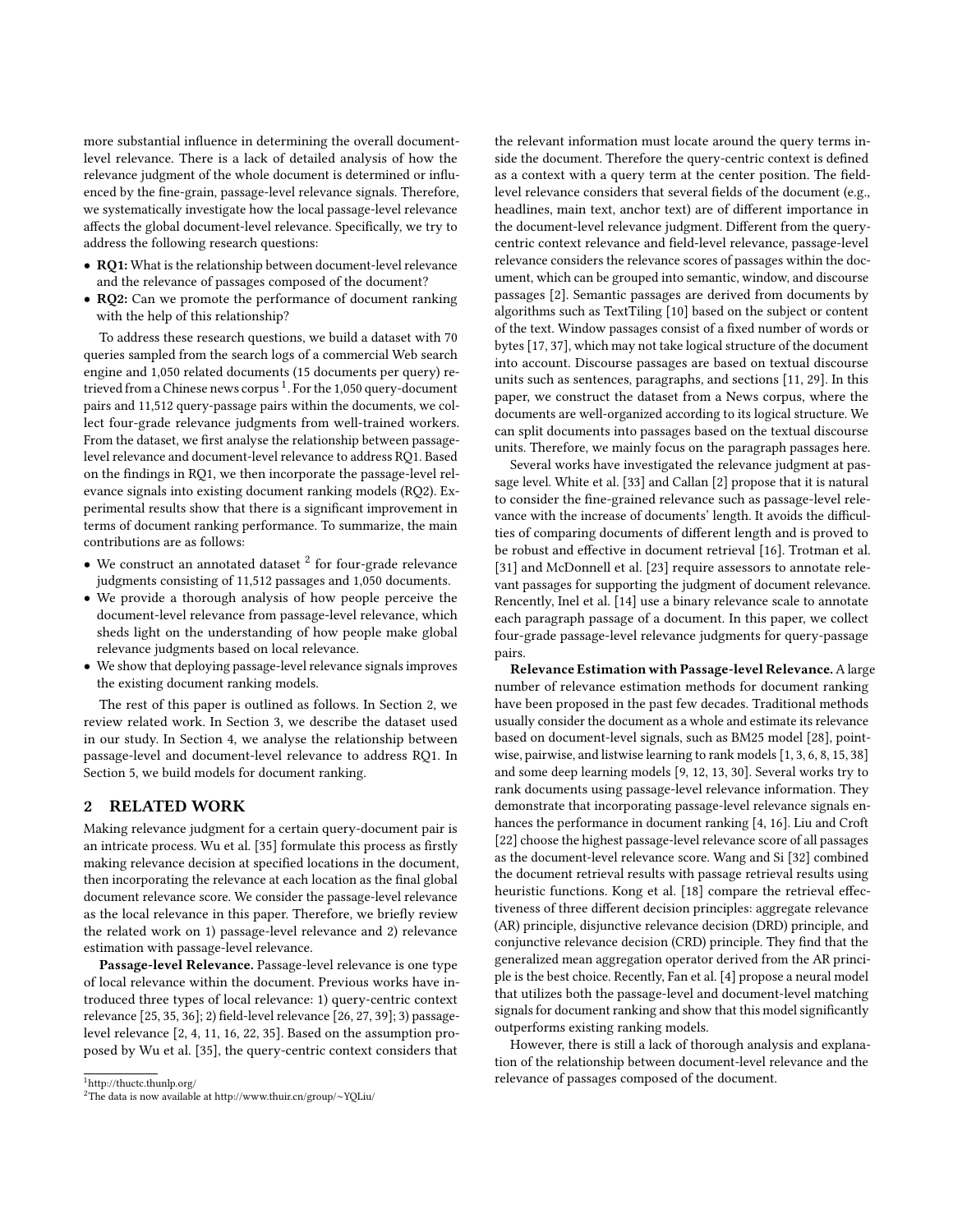more substantial influence in determining the overall document-level relevance. There is a lack of detailed analysis of how the relevance judgment of the whole document is determined or influenced by the fine-grain, passage-level relevance signals. Therefore, we systematically investigate how the local passage-level relevance affects the global document-level relevance. Specifically, we try to address the following research questions:

- **RQ1:** What is the relationship between document-level relevance and the relevance of passages composed of the document?
- **RQ2:** Can we promote the performance of document ranking with the help of this relationship?

To address these research questions, we build a dataset with 70 queries sampled from the search logs of a commercial Web search engine and 1,050 related documents (15 documents per query) retrieved from a Chinese news corpus [1]. For the 1,050 query-document pairs and 11,512 query-passage pairs within the documents, we collect four-grade relevance judgments from well-trained workers. From the dataset, we first analyse the relationship between passage-level relevance and document-level relevance to address RQ1. Based on the findings in RQ1, we then incorporate the passage-level relevance signals into existing document ranking models (RQ2). Experimental results show that there is a significant improvement in terms of document ranking performance. To summarize, the main contributions are as follows:

- We construct an annotated dataset [2] for four-grade relevance judgments consisting of 11,512 passages and 1,050 documents.
- We provide a thorough analysis of how people perceive the document-level relevance from passage-level relevance, which sheds light on the understanding of how people make global relevance judgments based on local relevance.
- We show that deploying passage-level relevance signals improves the existing document ranking models.

The rest of this paper is outlined as follows. In Section 2, we review related work. In Section 3, we describe the dataset used in our study. In Section 4, we analyse the relationship between passage-level and document-level relevance to address RQ1. In Section 5, we build models for document ranking.

## 2 RELATED WORK

Making relevance judgment for a certain query-document pair is an intricate process. Wu et al. [35] formulate this process as firstly making relevance decision at specified locations in the document, then incorporating the relevance at each location as the final global document relevance score. We consider the passage-level relevance as the local relevance in this paper. Therefore, we briefly review the related work on 1) passage-level relevance and 2) relevance estimation with passage-level relevance.

**Passage-level Relevance.** Passage-level relevance is one type of local relevance within the document. Previous works have introduced three types of local relevance: 1) query-centric context relevance [25, 35, 36]; 2) field-level relevance [26, 27, 39]; 3) passage-level relevance [2, 4, 11, 16, 22, 35]. Based on the assumption proposed by Wu et al. [35], the query-centric context considers that the relevant information must locate around the query terms inside the document. Therefore the query-centric context is defined as a context with a query term at the center position. The field-level relevance considers that several fields of the document (e.g., headlines, main text, anchor text) are of different importance in the document-level relevance judgment. Different from the query-centric context relevance and field-level relevance, passage-level relevance considers the relevance scores of passages within the document, which can be grouped into semantic, window, and discourse passages [2]. Semantic passages are derived from documents by algorithms such as TextTiling [10] based on the subject or content of the text. Window passages consist of a fixed number of words or bytes [17, 37], which may not take logical structure of the document into account. Discourse passages are based on textual discourse units such as sentences, paragraphs, and sections [11, 29]. In this paper, we construct the dataset from a News corpus, where the documents are well-organized according to its logical structure. We can split documents into passages based on the textual discourse units. Therefore, we mainly focus on the paragraph passages here.

Several works have investigated the relevance judgment at passage level. White et al. [33] and Callan [2] propose that it is natural to consider the fine-grained relevance such as passage-level relevance with the increase of documents' length. It avoids the difficulties of comparing documents of different length and is proved to be robust and effective in document retrieval [16]. Trotman et al. [31] and McDonnell et al. [23] require assessors to annotate relevant passages for supporting the judgment of document relevance. Rencently, Inel et al. [14] use a binary relevance scale to annotate each paragraph passage of a document. In this paper, we collect four-grade passage-level relevance judgments for query-passage pairs.

**Relevance Estimation with Passage-level Relevance.** A large number of relevance estimation methods for document ranking have been proposed in the past few decades. Traditional methods usually consider the document as a whole and estimate its relevance based on document-level signals, such as BM25 model [28], pointwise, pairwise, and listwise learning to rank models [1, 3, 6, 8, 15, 38] and some deep learning models [9, 12, 13, 30]. Several works try to rank documents using passage-level relevance information. They demonstrate that incorporating passage-level relevance signals enhances the performance in document ranking [4, 16]. Liu and Croft [22] choose the highest passage-level relevance score of all passages as the document-level relevance score. Wang and Si [32] combined the document retrieval results with passage retrieval results using heuristic functions. Kong et al. [18] compare the retrieval effectiveness of three different decision principles: aggregate relevance (AR) principle, disjunctive relevance decision (DRD) principle, and conjunctive relevance decision (CRD) principle. They find that the generalized mean aggregation operator derived from the AR principle is the best choice. Recently, Fan et al. [4] propose a neural model that utilizes both the passage-level and document-level matching signals for document ranking and show that this model significantly outperforms existing ranking models.

However, there is still a lack of thorough analysis and explanation of the relationship between document-level relevance and the relevance of passages composed of the document.

[1] http://thuctc.thunlp.org/

[2] The data is now available at http://www.thuir.cn/group/~YQLiu/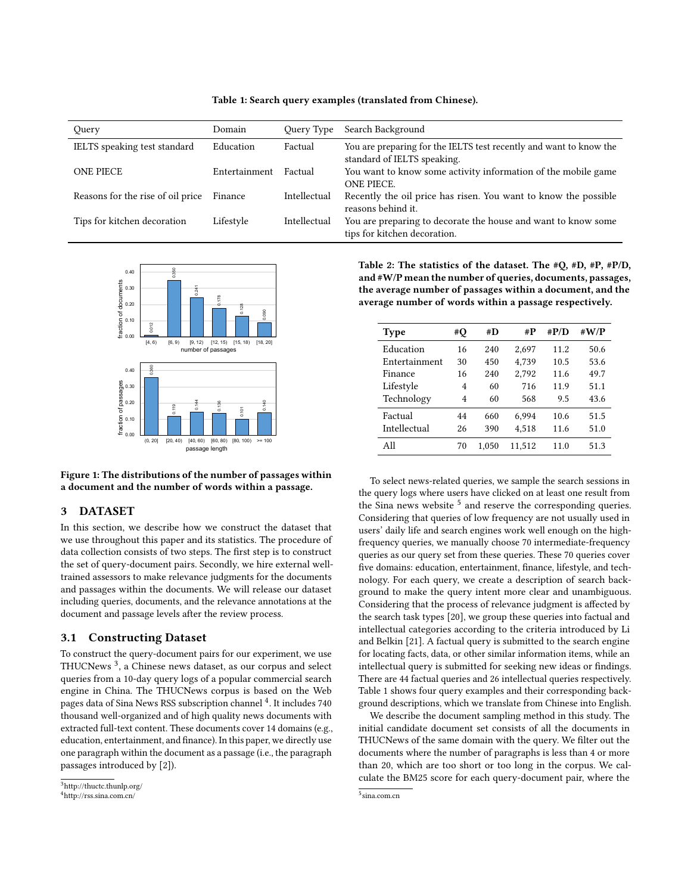Table 1: Search query examples (translated from Chinese).

| Query | Domain | Query Type | Search Background |
| --- | --- | --- | --- |
| IELTS speaking test standard | Education | Factual | You are preparing for the IELTS test recently and want to know the standard of IELTS speaking. |
| ONE PIECE | Entertainment | Factual | You want to know some activity information of the mobile game ONE PIECE. |
| Reasons for the rise of oil price | Finance | Intellectual | Recently the oil price has risen. You want to know the possible reasons behind it. |
| Tips for kitchen decoration | Lifestyle | Intellectual | You are preparing to decorate the house and want to know some tips for kitchen decoration. |

Figure 1: The distributions of the number of passages within a document and the number of words within a passage.

Table 2: The statistics of the dataset. The #Q, #D, #P, #P/D, and #W/P mean the number of queries, documents, passages, the average number of passages within a document, and the average number of words within a passage respectively.

| Type | #Q | #D | #P | #P/D | #W/P |
| --- | --- | --- | --- | --- | --- |
| Education | 16 | 240 | 2,697 | 11.2 | 50.6 |
| Entertainment | 30 | 450 | 4,739 | 10.5 | 53.6 |
| Finance | 16 | 240 | 2,792 | 11.6 | 49.7 |
| Lifestyle | 4 | 60 | 716 | 11.9 | 51.1 |
| Technology | 4 | 60 | 568 | 9.5 | 43.6 |
| Factual | 44 | 660 | 6,994 | 10.6 | 51.5 |
| Intellectual | 26 | 390 | 4,518 | 11.6 | 51.0 |
| All | 70 | 1,050 | 11,512 | 11.0 | 51.3 |

## 3 DATASET

In this section, we describe how we construct the dataset that we use throughout this paper and its statistics. The procedure of data collection consists of two steps. The first step is to construct the set of query-document pairs. Secondly, we hire external well-trained assessors to make relevance judgments for the documents and passages within the documents. We will release our dataset including queries, documents, and the relevance annotations at the document and passage levels after the review process.

### 3.1 Constructing Dataset

To construct the query-document pairs for our experiment, we use THUCNews [3], a Chinese news dataset, as our corpus and select queries from a 10-day query logs of a popular commercial search engine in China. The THUCNews corpus is based on the Web pages data of Sina News RSS subscription channel [4]. It includes 740 thousand well-organized and of high quality news documents with extracted full-text content. These documents cover 14 domains (e.g., education, entertainment, and finance). In this paper, we directly use one paragraph within the document as a passage (i.e., the paragraph passages introduced by [2]).

To select news-related queries, we sample the search sessions in the query logs where users have clicked on at least one result from the Sina news website [5] and reserve the corresponding queries. Considering that queries of low frequency are not usually used in users' daily life and search engines work well enough on the high-frequency queries, we manually choose 70 intermediate-frequency queries as our query set from these queries. These 70 queries cover five domains: education, entertainment, finance, lifestyle, and technology. For each query, we create a description of search background to make the query intent more clear and unambiguous. Considering that the process of relevance judgment is affected by the search task types [20], we group these queries into factual and intellectual categories according to the criteria introduced by Li and Belkin [21]. A factual query is submitted to the search engine for locating facts, data, or other similar information items, while an intellectual query is submitted for seeking new ideas or findings. There are 44 factual queries and 26 intellectual queries respectively. Table 1 shows four query examples and their corresponding background descriptions, which we translate from Chinese into English.

We describe the document sampling method in this study. The initial candidate document set consists of all the documents in THUCNews of the same domain with the query. We filter out the documents where the number of paragraphs is less than 4 or more than 20, which are too short or too long in the corpus. We calculate the BM25 score for each query-document pair, where the

[3] http://thuctc.thunlp.org/

[4] http://rss.sina.com.cn/

[5] sina.com.cn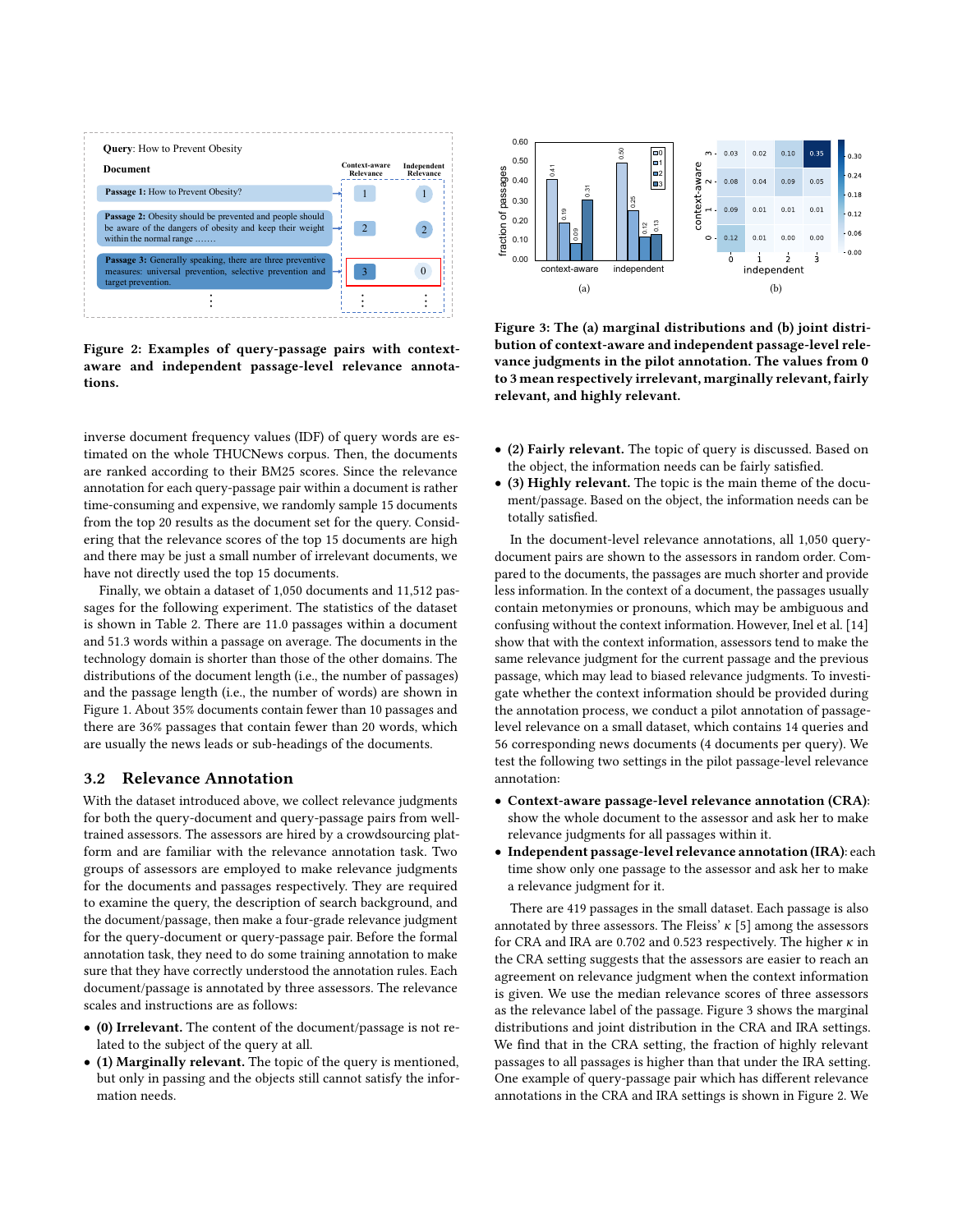**Figure 2: Examples of query-passage pairs with context-aware and independent passage-level relevance annotations.**

inverse document frequency values (IDF) of query words are estimated on the whole THUCNews corpus. Then, the documents are ranked according to their BM25 scores. Since the relevance annotation for each query-passage pair within a document is rather time-consuming and expensive, we randomly sample 15 documents from the top 20 results as the document set for the query. Considering that the relevance scores of the top 15 documents are high and there may be just a small number of irrelevant documents, we have not directly used the top 15 documents.

Finally, we obtain a dataset of 1,050 documents and 11,512 passages for the following experiment. The statistics of the dataset is shown in Table 2. There are 11.0 passages within a document and 51.3 words within a passage on average. The documents in the technology domain is shorter than those of the other domains. The distributions of the document length (i.e., the number of passages) and the passage length (i.e., the number of words) are shown in Figure 1. About 35% documents contain fewer than 10 passages and there are 36% passages that contain fewer than 20 words, which are usually the news leads or sub-headings of the documents.

## 3.2 Relevance Annotation

With the dataset introduced above, we collect relevance judgments for both the query-document and query-passage pairs from well-trained assessors. The assessors are hired by a crowdsourcing platform and are familiar with the relevance annotation task. Two groups of assessors are employed to make relevance judgments for the documents and passages respectively. They are required to examine the query, the description of search background, and the document/passage, then make a four-grade relevance judgment for the query-document or query-passage pair. Before the formal annotation task, they need to do some training annotation to make sure that they have correctly understood the annotation rules. Each document/passage is annotated by three assessors. The relevance scales and instructions are as follows:

- **(0) Irrelevant.** The content of the document/passage is not related to the subject of the query at all.
- **(1) Marginally relevant.** The topic of the query is mentioned, but only in passing and the objects still cannot satisfy the information needs.
- **(2) Fairly relevant.** The topic of query is discussed. Based on the object, the information needs can be fairly satisfied.
- **(3) Highly relevant.** The topic is the main theme of the document/passage. Based on the object, the information needs can be totally satisfied.

**Figure 3: The (a) marginal distributions and (b) joint distribution of context-aware and independent passage-level relevance judgments in the pilot annotation. The values from 0 to 3 mean respectively irrelevant, marginally relevant, fairly relevant, and highly relevant.**

In the document-level relevance annotations, all 1,050 query-document pairs are shown to the assessors in random order. Compared to the documents, the passages are much shorter and provide less information. In the context of a document, the passages usually contain metonymies or pronouns, which may be ambiguous and confusing without the context information. However, Inel et al. [14] show that with the context information, assessors tend to make the same relevance judgment for the current passage and the previous passage, which may lead to biased relevance judgments. To investigate whether the context information should be provided during the annotation process, we conduct a pilot annotation of passage-level relevance on a small dataset, which contains 14 queries and 56 corresponding news documents (4 documents per query). We test the following two settings in the pilot passage-level relevance annotation:

- **Context-aware passage-level relevance annotation (CRA)**: show the whole document to the assessor and ask her to make relevance judgments for all passages within it.
- **Independent passage-level relevance annotation (IRA)**: each time show only one passage to the assessor and ask her to make a relevance judgment for it.

There are 419 passages in the small dataset. Each passage is also annotated by three assessors. The Fleiss' $\kappa$ [5] among the assessors for CRA and IRA are 0.702 and 0.523 respectively. The higher $\kappa$ in the CRA setting suggests that the assessors are easier to reach an agreement on relevance judgment when the context information is given. We use the median relevance scores of three assessors as the relevance label of the passage. Figure 3 shows the marginal distributions and joint distribution in the CRA and IRA settings. We find that in the CRA setting, the fraction of highly relevant passages to all passages is higher than that under the IRA setting. One example of query-passage pair which has different relevance annotations in the CRA and IRA settings is shown in Figure 2. We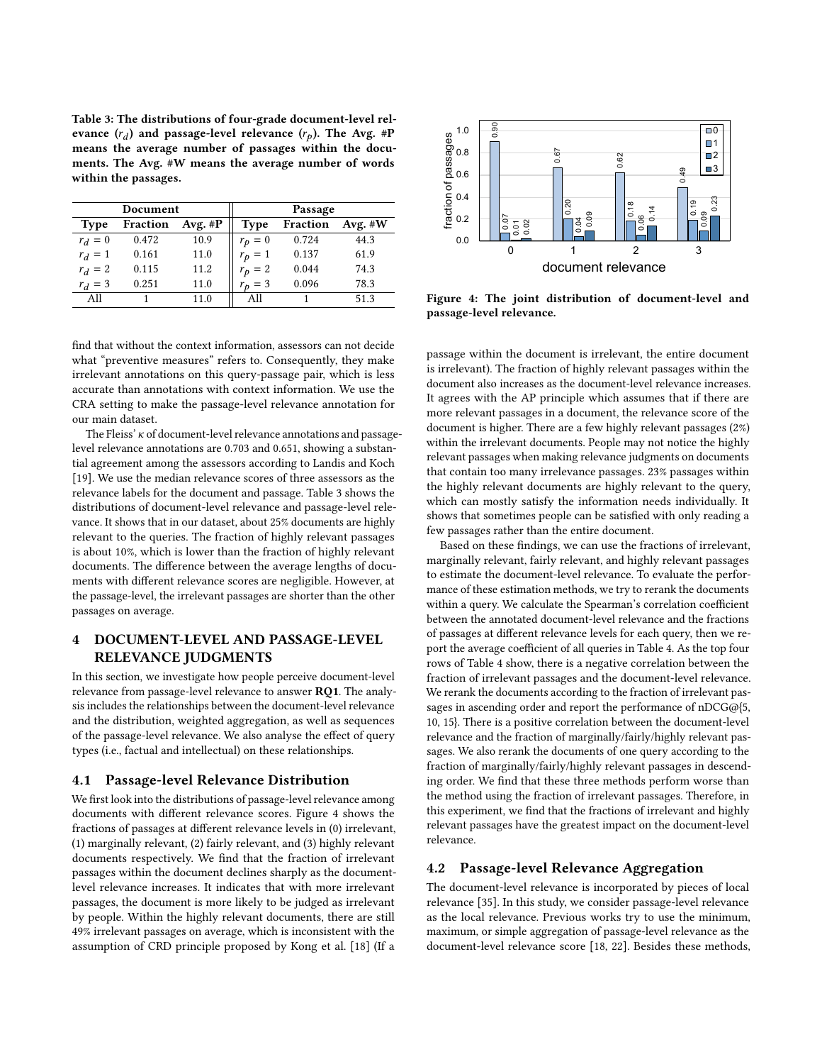**Table 3: The distributions of four-grade document-level relevance ($r_d$) and passage-level relevance ($r_p$). The Avg. #P means the average number of passages within the documents. The Avg. #W means the average number of words within the passages.**

| Document | | | Passage | | |
|---|---|---|---|---|---|
| Type | Fraction | Avg. #P | Type | Fraction | Avg. #W |
| $r_d = 0$ | 0.472 | 10.9 | $r_p = 0$ | 0.724 | 44.3 |
| $r_d = 1$ | 0.161 | 11.0 | $r_p = 1$ | 0.137 | 61.9 |
| $r_d = 2$ | 0.115 | 11.2 | $r_p = 2$ | 0.044 | 74.3 |
| $r_d = 3$ | 0.251 | 11.0 | $r_p = 3$ | 0.096 | 78.3 |
| All | 1 | 11.0 | All | 1 | 51.3 |

find that without the context information, assessors can not decide what "preventive measures" refers to. Consequently, they make irrelevant annotations on this query-passage pair, which is less accurate than annotations with context information. We use the CRA setting to make the passage-level relevance annotation for our main dataset.

The Fleiss' $\kappa$ of document-level relevance annotations and passage-level relevance annotations are 0.703 and 0.651, showing a substantial agreement among the assessors according to Landis and Koch [19]. We use the median relevance scores of three assessors as the relevance labels for the document and passage. Table 3 shows the distributions of document-level relevance and passage-level relevance. It shows that in our dataset, about 25% documents are highly relevant to the queries. The fraction of highly relevant passages is about 10%, which is lower than the fraction of highly relevant documents. The difference between the average lengths of documents with different relevance scores are negligible. However, at the passage-level, the irrelevant passages are shorter than the other passages on average.

## 4 DOCUMENT-LEVEL AND PASSAGE-LEVEL RELEVANCE JUDGMENTS

In this section, we investigate how people perceive document-level relevance from passage-level relevance to answer **RQ1**. The analysis includes the relationships between the document-level relevance and the distribution, weighted aggregation, as well as sequences of the passage-level relevance. We also analyse the effect of query types (i.e., factual and intellectual) on these relationships.

### 4.1 Passage-level Relevance Distribution

We first look into the distributions of passage-level relevance among documents with different relevance scores. Figure 4 shows the fractions of passages at different relevance levels in (0) irrelevant, (1) marginally relevant, (2) fairly relevant, and (3) highly relevant documents respectively. We find that the fraction of irrelevant passages within the document declines sharply as the document-level relevance increases. It indicates that with more irrelevant passages, the document is more likely to be judged as irrelevant by people. Within the highly relevant documents, there are still 49% irrelevant passages on average, which is inconsistent with the assumption of CRD principle proposed by Kong et al. [18] (If a passage within the document is irrelevant, the entire document is irrelevant). The fraction of highly relevant passages within the document also increases as the document-level relevance increases. It agrees with the AP principle which assumes that if there are more relevant passages in a document, the relevance score of the document is higher. There are a few highly relevant passages (2%) within the irrelevant documents. People may not notice the highly relevant passages when making relevance judgments on documents that contain too many irrelevance passages. 23% passages within the highly relevant documents are highly relevant to the query, which can mostly satisfy the information needs individually. It shows that sometimes people can be satisfied with only reading a few passages rather than the entire document.

| document relevance | 0 | 1 | 2 | 3 |
|---|---|---|---|---|
| 0 | 0.90 | 0.07 | 0.01 | 0.02 |
| 1 | 0.67 | 0.20 | 0.04 | 0.09 |
| 2 | 0.62 | 0.18 | 0.06 | 0.14 |
| 3 | 0.49 | 0.19 | 0.09 | 0.23 |

Figure 4: The joint distribution of document-level and passage-level relevance.

Based on these findings, we can use the fractions of irrelevant, marginally relevant, fairly relevant, and highly relevant passages to estimate the document-level relevance. To evaluate the performance of these estimation methods, we try to rerank the documents within a query. We calculate the Spearman's correlation coefficient between the annotated document-level relevance and the fractions of passages at different relevance levels for each query, then we report the average coefficient of all queries in Table 4. As the top four rows of Table 4 show, there is a negative correlation between the fraction of irrelevant passages and the document-level relevance. We rerank the documents according to the fraction of irrelevant passages in ascending order and report the performance of nDCG@{5, 10, 15}. There is a positive correlation between the document-level relevance and the fraction of marginally/fairly/highly relevant passages. We also rerank the documents of one query according to the fraction of marginally/fairly/highly relevant passages in descending order. We find that these three methods perform worse than the method using the fraction of irrelevant passages. Therefore, in this experiment, we find that the fractions of irrelevant and highly relevant passages have the greatest impact on the document-level relevance.

### 4.2 Passage-level Relevance Aggregation

The document-level relevance is incorporated by pieces of local relevance [35]. In this study, we consider passage-level relevance as the local relevance. Previous works try to use the minimum, maximum, or simple aggregation of passage-level relevance as the document-level relevance score [18, 22]. Besides these methods,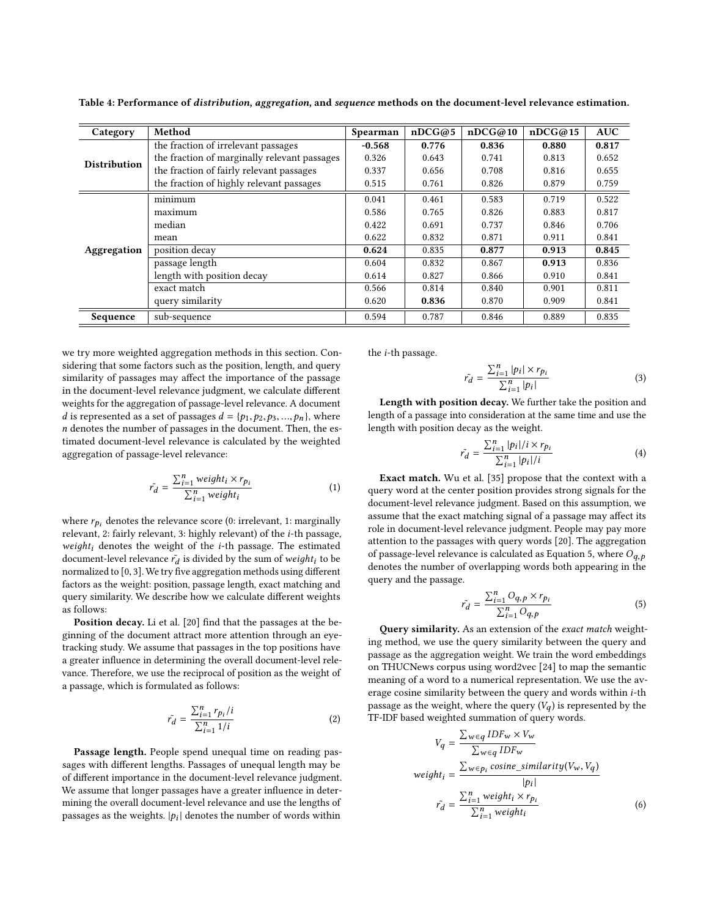Table 4: Performance of *distribution*, *aggregation*, and *sequence* methods on the document-level relevance estimation.

| Category | Method | Spearman | nDCG@5 | nDCG@10 | nDCG@15 | AUC |
|---|---|---|---|---|---|---|
| Distribution | the fraction of irrelevant passages | **-0.568** | **0.776** | **0.836** | **0.880** | **0.817** |
| | the fraction of marginally relevant passages | 0.326 | 0.643 | 0.741 | 0.813 | 0.652 |
| | the fraction of fairly relevant passages | 0.337 | 0.656 | 0.708 | 0.816 | 0.655 |
| | the fraction of highly relevant passages | 0.515 | 0.761 | 0.826 | 0.879 | 0.759 |
| Aggregation | minimum | 0.041 | 0.461 | 0.583 | 0.719 | 0.522 |
| | maximum | 0.586 | 0.765 | 0.826 | 0.883 | 0.817 |
| | median | 0.422 | 0.691 | 0.737 | 0.846 | 0.706 |
| | mean | 0.622 | 0.832 | 0.871 | 0.911 | 0.841 |
| | position decay | **0.624** | 0.835 | **0.877** | **0.913** | **0.845** |
| | passage length | 0.604 | 0.832 | 0.867 | **0.913** | 0.836 |
| | length with position decay | 0.614 | 0.827 | 0.866 | 0.910 | 0.841 |
| | exact match | 0.566 | 0.814 | 0.840 | 0.901 | 0.811 |
| | query similarity | 0.620 | **0.836** | 0.870 | 0.909 | 0.841 |
| Sequence | sub-sequence | 0.594 | 0.787 | 0.846 | 0.889 | 0.835 |

we try more weighted aggregation methods in this section. Considering that some factors such as the position, length, and query similarity of passages may affect the importance of the passage in the document-level relevance judgment, we calculate different weights for the aggregation of passage-level relevance. A document $d$ is represented as a set of passages $d = \{p_1, p_2, p_3, ..., p_n\}$, where $n$ denotes the number of passages in the document. Then, the estimated document-level relevance is calculated by the weighted aggregation of passage-level relevance:

$$\tilde{r_d} = \frac{\sum_{i=1}^{n} weight_i \times r_{p_i}}{\sum_{i=1}^{n} weight_i} \tag{1}$$

where $r_{p_i}$ denotes the relevance score (0: irrelevant, 1: marginally relevant, 2: fairly relevant, 3: highly relevant) of the $i$-th passage, $weight_i$ denotes the weight of the $i$-th passage. The estimated document-level relevance $\tilde{r_d}$ is divided by the sum of $weight_i$ to be normalized to $[0, 3]$. We try five aggregation methods using different factors as the weight: position, passage length, exact matching and query similarity. We describe how we calculate different weights as follows:

**Position decay.** Li et al. [20] find that the passages at the beginning of the document attract more attention through an eye-tracking study. We assume that passages in the top positions have a greater influence in determining the overall document-level relevance. Therefore, we use the reciprocal of position as the weight of a passage, which is formulated as follows:

$$\tilde{r_d} = \frac{\sum_{i=1}^{n} r_{p_i}/i}{\sum_{i=1}^{n} 1/i} \tag{2}$$

**Passage length.** People spend unequal time on reading passages with different lengths. Passages of unequal length may be of different importance in the document-level relevance judgment. We assume that longer passages have a greater influence in determining the overall document-level relevance and use the lengths of passages as the weights. $|p_i|$ denotes the number of words within the $i$-th passage.

$$\tilde{r_d} = \frac{\sum_{i=1}^{n} |p_i| \times r_{p_i}}{\sum_{i=1}^{n} |p_i|} \tag{3}$$

**Length with position decay.** We further take the position and length of a passage into consideration at the same time and use the length with position decay as the weight.

$$\tilde{r_d} = \frac{\sum_{i=1}^{n} |p_i|/i \times r_{p_i}}{\sum_{i=1}^{n} |p_i|/i} \tag{4}$$

**Exact match.** Wu et al. [35] propose that the context with a query word at the center position provides strong signals for the document-level relevance judgment. Based on this assumption, we assume that the exact matching signal of a passage may affect its role in document-level relevance judgment. People may pay more attention to the passages with query words [20]. The aggregation of passage-level relevance is calculated as Equation 5, where $O_{q,p}$ denotes the number of overlapping words both appearing in the query and the passage.

$$\tilde{r_d} = \frac{\sum_{i=1}^{n} O_{q,p} \times r_{p_i}}{\sum_{i=1}^{n} O_{q,p}} \tag{5}$$

**Query similarity.** As an extension of the *exact match* weighting method, we use the query similarity between the query and passage as the aggregation weight. We train the word embeddings on THUCNews corpus using word2vec [24] to map the semantic meaning of a word to a numerical representation. We use the average cosine similarity between the query and words within $i$-th passage as the weight, where the query ($V_q$) is represented by the TF-IDF based weighted summation of query words.

$$V_q = \frac{\sum_{w \in q} IDF_w \times V_w}{\sum_{w \in q} IDF_w}$$

$$weight_i = \frac{\sum_{w \in p_i} cosine\_similarity(V_w, V_q)}{|p_i|}$$

$$\tilde{r_d} = \frac{\sum_{i=1}^{n} weight_i \times r_{p_i}}{\sum_{i=1}^{n} weight_i} \tag{6}$$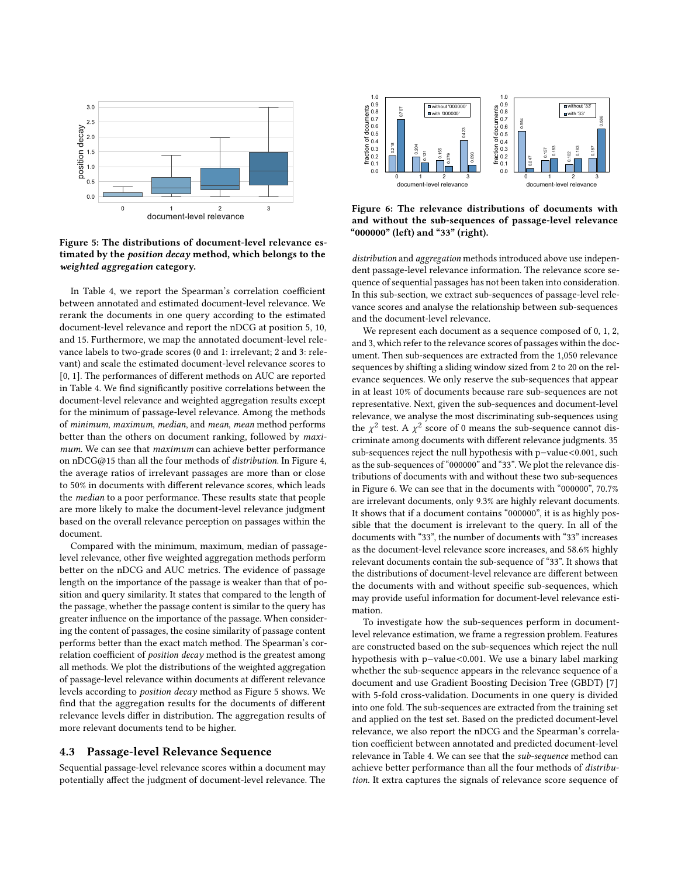Figure 5: The distributions of document-level relevance estimated by the *position decay* method, which belongs to the *weighted aggregation* category.

In Table 4, we report the Spearman's correlation coefficient between annotated and estimated document-level relevance. We rerank the documents in one query according to the estimated document-level relevance and report the nDCG at position 5, 10, and 15. Furthermore, we map the annotated document-level relevance labels to two-grade scores (0 and 1: irrelevant; 2 and 3: relevant) and scale the estimated document-level relevance scores to [0, 1]. The performances of different methods on AUC are reported in Table 4. We find significantly positive correlations between the document-level relevance and weighted aggregation results except for the minimum of passage-level relevance. Among the methods of *minimum*, *maximum*, *median*, and *mean*, *mean* method performs better than the others on document ranking, followed by *maximum*. We can see that *maximum* can achieve better performance on nDCG@15 than all the four methods of *distribution*. In Figure 4, the average ratios of irrelevant passages are more than or close to 50% in documents with different relevance scores, which leads the *median* to a poor performance. These results state that people are more likely to make the document-level relevance judgment based on the overall relevance perception on passages within the document.

Compared with the minimum, maximum, median of passage-level relevance, other five weighted aggregation methods perform better on the nDCG and AUC metrics. The evidence of passage length on the importance of the passage is weaker than that of position and query similarity. It states that compared to the length of the passage, whether the passage content is similar to the query has greater influence on the importance of the passage. When considering the content of passages, the cosine similarity of passage content performs better than the exact match method. The Spearman's correlation coefficient of *position decay* method is the greatest among all methods. We plot the distributions of the weighted aggregation of passage-level relevance within documents at different relevance levels according to *position decay* method as Figure 5 shows. We find that the aggregation results for the documents of different relevance levels differ in distribution. The aggregation results of more relevant documents tend to be higher.

### 4.3 Passage-level Relevance Sequence

Sequential passage-level relevance scores within a document may potentially affect the judgment of document-level relevance. The *distribution* and *aggregation* methods introduced above use independent passage-level relevance information. The relevance score sequence of sequential passages has not been taken into consideration. In this sub-section, we extract sub-sequences of passage-level relevance scores and analyse the relationship between sub-sequences and the document-level relevance.

Figure 6: The relevance distributions of documents with and without the sub-sequences of passage-level relevance "000000" (left) and "33" (right).

We represent each document as a sequence composed of 0, 1, 2, and 3, which refer to the relevance scores of passages within the document. Then sub-sequences are extracted from the 1,050 relevance sequences by shifting a sliding window sized from 2 to 20 on the relevance sequences. We only reserve the sub-sequences that appear in at least 10% of documents because rare sub-sequences are not representative. Next, given the sub-sequences and document-level relevance, we analyse the most discriminating sub-sequences using the $\chi^2$ test. A $\chi^2$ score of 0 means the sub-sequence cannot discriminate among documents with different relevance judgments. 35 sub-sequences reject the null hypothesis with p−value<0.001, such as the sub-sequences of "000000" and "33". We plot the relevance distributions of documents with and without these two sub-sequences in Figure 6. We can see that in the documents with "000000", 70.7% are irrelevant documents, only 9.3% are highly relevant documents. It shows that if a document contains "000000", it is as highly possible that the document is irrelevant to the query. In all of the documents with "33", the number of documents with "33" increases as the document-level relevance score increases, and 58.6% highly relevant documents contain the sub-sequence of "33". It shows that the distributions of document-level relevance are different between the documents with and without specific sub-sequences, which may provide useful information for document-level relevance estimation.

To investigate how the sub-sequences perform in document-level relevance estimation, we frame a regression problem. Features are constructed based on the sub-sequences which reject the null hypothesis with p−value<0.001. We use a binary label marking whether the sub-sequence appears in the relevance sequence of a document and use Gradient Boosting Decision Tree (GBDT) [7] with 5-fold cross-validation. Documents in one query is divided into one fold. The sub-sequences are extracted from the training set and applied on the test set. Based on the predicted document-level relevance, we also report the nDCG and the Spearman's correlation coefficient between annotated and predicted document-level relevance in Table 4. We can see that the *sub-sequence* method can achieve better performance than all the four methods of *distribution*. It extra captures the signals of relevance score sequence of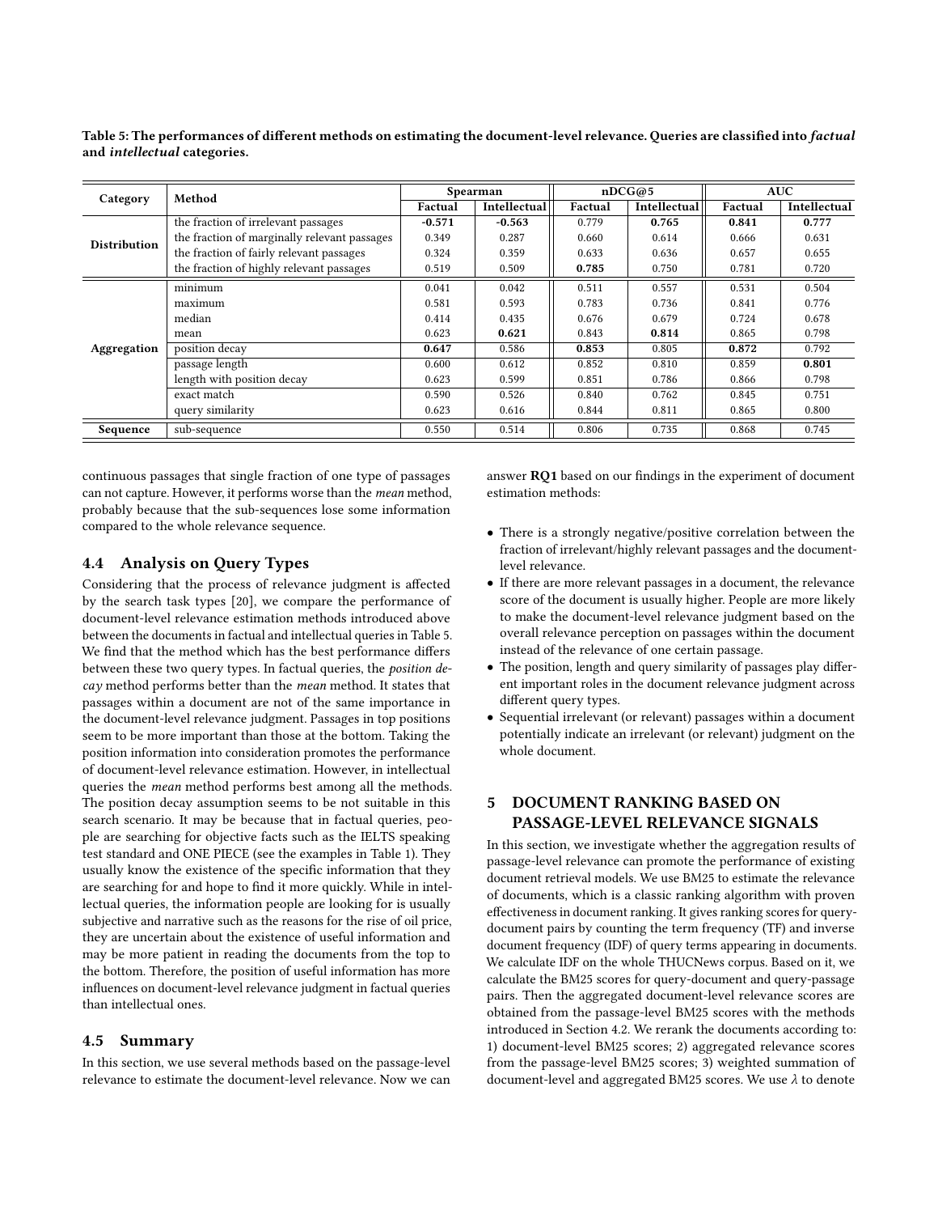**Table 5: The performances of different methods on estimating the document-level relevance. Queries are classified into *factual* and *intellectual* categories.**

| Category | Method | Spearman | | nDCG@5 | | AUC | |
|---|---|---|---|---|---|---|---|
| | | Factual | Intellectual | Factual | Intellectual | Factual | Intellectual |
| Distribution | the fraction of irrelevant passages | **-0.571** | **-0.563** | 0.779 | **0.765** | **0.841** | **0.777** |
| | the fraction of marginally relevant passages | 0.349 | 0.287 | 0.660 | 0.614 | 0.666 | 0.631 |
| | the fraction of fairly relevant passages | 0.324 | 0.359 | 0.633 | 0.636 | 0.657 | 0.655 |
| | the fraction of highly relevant passages | 0.519 | 0.509 | **0.785** | 0.750 | 0.781 | 0.720 |
| Aggregation | minimum | 0.041 | 0.042 | 0.511 | 0.557 | 0.531 | 0.504 |
| | maximum | 0.581 | 0.593 | 0.783 | 0.736 | 0.841 | 0.776 |
| | median | 0.414 | 0.435 | 0.676 | 0.679 | 0.724 | 0.678 |
| | mean | 0.623 | **0.621** | 0.843 | **0.814** | 0.865 | 0.798 |
| | position decay | **0.647** | 0.586 | **0.853** | 0.805 | **0.872** | 0.792 |
| | passage length | 0.600 | 0.612 | 0.852 | 0.810 | 0.859 | **0.801** |
| | length with position decay | 0.623 | 0.599 | 0.851 | 0.786 | 0.866 | 0.798 |
| | exact match | 0.590 | 0.526 | 0.840 | 0.762 | 0.845 | 0.751 |
| | query similarity | 0.623 | 0.616 | 0.844 | 0.811 | 0.865 | 0.800 |
| Sequence | sub-sequence | 0.550 | 0.514 | 0.806 | 0.735 | 0.868 | 0.745 |

continuous passages that single fraction of one type of passages can not capture. However, it performs worse than the *mean* method, probably because that the sub-sequences lose some information compared to the whole relevance sequence.

### 4.4 Analysis on Query Types

Considering that the process of relevance judgment is affected by the search task types [20], we compare the performance of document-level relevance estimation methods introduced above between the documents in factual and intellectual queries in Table 5. We find that the method which has the best performance differs between these two query types. In factual queries, the *position decay* method performs better than the *mean* method. It states that passages within a document are not of the same importance in the document-level relevance judgment. Passages in top positions seem to be more important than those at the bottom. Taking the position information into consideration promotes the performance of document-level relevance estimation. However, in intellectual queries the *mean* method performs best among all the methods. The position decay assumption seems to be not suitable in this search scenario. It may be because that in factual queries, people are searching for objective facts such as the IELTS speaking test standard and ONE PIECE (see the examples in Table 1). They usually know the existence of the specific information that they are searching for and hope to find it more quickly. While in intellectual queries, the information people are looking for is usually subjective and narrative such as the reasons for the rise of oil price, they are uncertain about the existence of useful information and may be more patient in reading the documents from the top to the bottom. Therefore, the position of useful information has more influences on document-level relevance judgment in factual queries than intellectual ones.

### 4.5 Summary

In this section, we use several methods based on the passage-level relevance to estimate the document-level relevance. Now we can answer **RQ1** based on our findings in the experiment of document estimation methods:

- There is a strongly negative/positive correlation between the fraction of irrelevant/highly relevant passages and the document-level relevance.
- If there are more relevant passages in a document, the relevance score of the document is usually higher. People are more likely to make the document-level relevance judgment based on the overall relevance perception on passages within the document instead of the relevance of one certain passage.
- The position, length and query similarity of passages play different important roles in the document relevance judgment across different query types.
- Sequential irrelevant (or relevant) passages within a document potentially indicate an irrelevant (or relevant) judgment on the whole document.

## 5 DOCUMENT RANKING BASED ON PASSAGE-LEVEL RELEVANCE SIGNALS

In this section, we investigate whether the aggregation results of passage-level relevance can promote the performance of existing document retrieval models. We use BM25 to estimate the relevance of documents, which is a classic ranking algorithm with proven effectiveness in document ranking. It gives ranking scores for query-document pairs by counting the term frequency (TF) and inverse document frequency (IDF) of query terms appearing in documents. We calculate IDF on the whole THUCNews corpus. Based on it, we calculate the BM25 scores for query-document and query-passage pairs. Then the aggregated document-level relevance scores are obtained from the passage-level BM25 scores with the methods introduced in Section 4.2. We rerank the documents according to: 1) document-level BM25 scores; 2) aggregated relevance scores from the passage-level BM25 scores; 3) weighted summation of document-level and aggregated BM25 scores. We use $\lambda$ to denote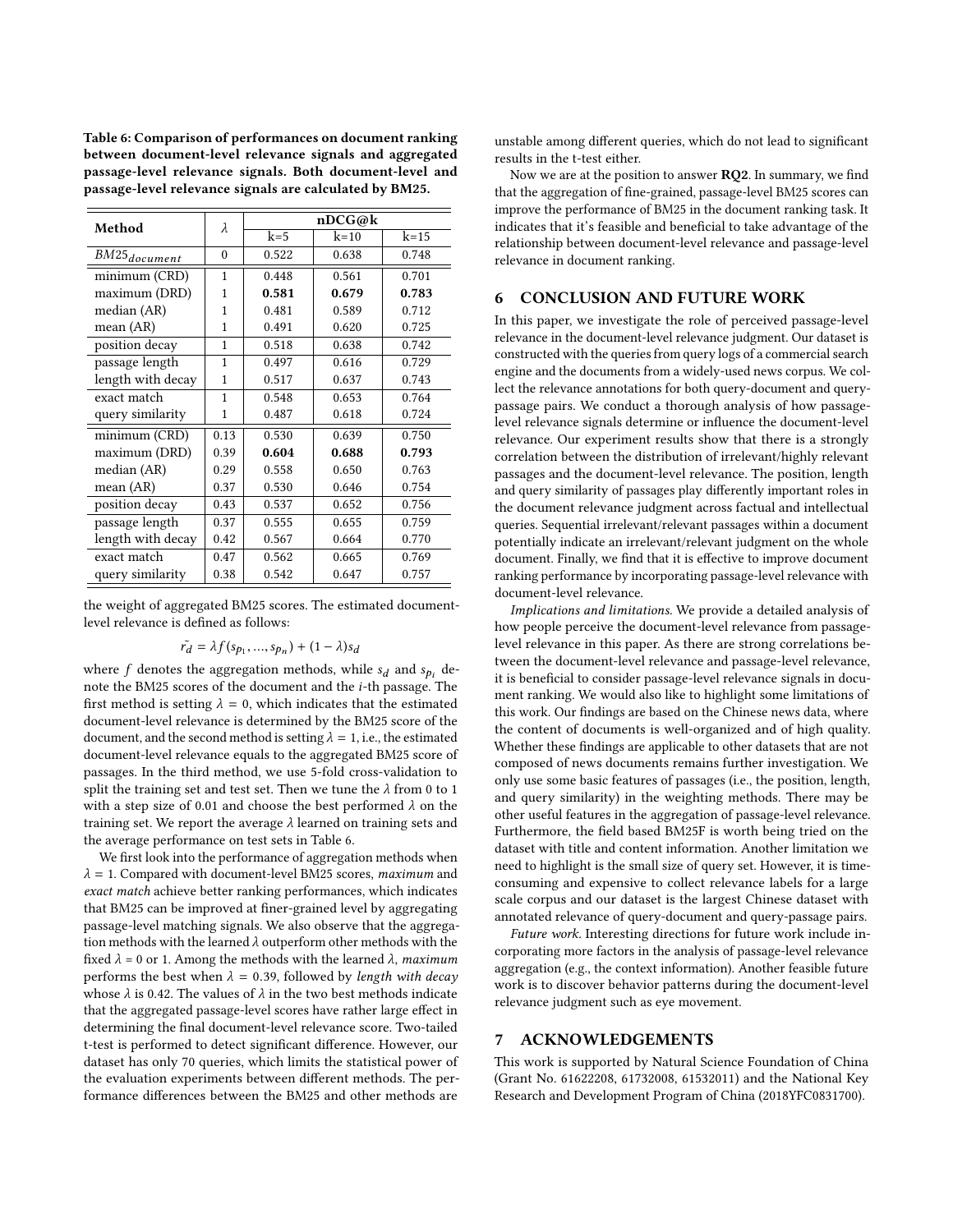**Table 6: Comparison of performances on document ranking between document-level relevance signals and aggregated passage-level relevance signals. Both document-level and passage-level relevance signals are calculated by BM25.**

| Method | $\lambda$ | nDCG@k | | |
|---|---|---|---|---|
| | | k=5 | k=10 | k=15 |
| $BM25_{document}$ | 0 | 0.522 | 0.638 | 0.748 |
| minimum (CRD) | 1 | 0.448 | 0.561 | 0.701 |
| maximum (DRD) | 1 | **0.581** | **0.679** | **0.783** |
| median (AR) | 1 | 0.481 | 0.589 | 0.712 |
| mean (AR) | 1 | 0.491 | 0.620 | 0.725 |
| position decay | 1 | 0.518 | 0.638 | 0.742 |
| passage length | 1 | 0.497 | 0.616 | 0.729 |
| length with decay | 1 | 0.517 | 0.637 | 0.743 |
| exact match | 1 | 0.548 | 0.653 | 0.764 |
| query similarity | 1 | 0.487 | 0.618 | 0.724 |
| minimum (CRD) | 0.13 | 0.530 | 0.639 | 0.750 |
| maximum (DRD) | 0.39 | **0.604** | **0.688** | **0.793** |
| median (AR) | 0.29 | 0.558 | 0.650 | 0.763 |
| mean (AR) | 0.37 | 0.530 | 0.646 | 0.754 |
| position decay | 0.43 | 0.537 | 0.652 | 0.756 |
| passage length | 0.37 | 0.555 | 0.655 | 0.759 |
| length with decay | 0.42 | 0.567 | 0.664 | 0.770 |
| exact match | 0.47 | 0.562 | 0.665 | 0.769 |
| query similarity | 0.38 | 0.542 | 0.647 | 0.757 |

the weight of aggregated BM25 scores. The estimated document-level relevance is defined as follows:

$$\tilde{r_d} = \lambda f(s_{p_1}, ..., s_{p_n}) + (1 - \lambda)s_d$$

where $f$ denotes the aggregation methods, while $s_d$ and $s_{p_i}$ denote the BM25 scores of the document and the $i$-th passage. The first method is setting $\lambda = 0$, which indicates that the estimated document-level relevance is determined by the BM25 score of the document, and the second method is setting $\lambda = 1$, i.e., the estimated document-level relevance equals to the aggregated BM25 score of passages. In the third method, we use 5-fold cross-validation to split the training set and test set. Then we tune the $\lambda$ from 0 to 1 with a step size of 0.01 and choose the best performed $\lambda$ on the training set. We report the average $\lambda$ learned on training sets and the average performance on test sets in Table 6.

We first look into the performance of aggregation methods when $\lambda = 1$. Compared with document-level BM25 scores, *maximum* and *exact match* achieve better ranking performances, which indicates that BM25 can be improved at finer-grained level by aggregating passage-level matching signals. We also observe that the aggregation methods with the learned $\lambda$ outperform other methods with the fixed $\lambda = 0$ or 1. Among the methods with the learned $\lambda$, *maximum* performs the best when $\lambda = 0.39$, followed by *length with decay* whose $\lambda$ is 0.42. The values of $\lambda$ in the two best methods indicate that the aggregated passage-level scores have rather large effect in determining the final document-level relevance score. Two-tailed t-test is performed to detect significant difference. However, our dataset has only 70 queries, which limits the statistical power of the evaluation experiments between different methods. The performance differences between the BM25 and other methods are unstable among different queries, which do not lead to significant results in the t-test either.

Now we are at the position to answer **RQ2**. In summary, we find that the aggregation of fine-grained, passage-level BM25 scores can improve the performance of BM25 in the document ranking task. It indicates that it's feasible and beneficial to take advantage of the relationship between document-level relevance and passage-level relevance in document ranking.

## 6 CONCLUSION AND FUTURE WORK

In this paper, we investigate the role of perceived passage-level relevance in the document-level relevance judgment. Our dataset is constructed with the queries from query logs of a commercial search engine and the documents from a widely-used news corpus. We collect the relevance annotations for both query-document and query-passage pairs. We conduct a thorough analysis of how passage-level relevance signals determine or influence the document-level relevance. Our experiment results show that there is a strongly correlation between the distribution of irrelevant/highly relevant passages and the document-level relevance. The position, length and query similarity of passages play differently important roles in the document relevance judgment across factual and intellectual queries. Sequential irrelevant/relevant passages within a document potentially indicate an irrelevant/relevant judgment on the whole document. Finally, we find that it is effective to improve document ranking performance by incorporating passage-level relevance with document-level relevance.

*Implications and limitations*. We provide a detailed analysis of how people perceive the document-level relevance from passage-level relevance in this paper. As there are strong correlations between the document-level relevance and passage-level relevance, it is beneficial to consider passage-level relevance signals in document ranking. We would also like to highlight some limitations of this work. Our findings are based on the Chinese news data, where the content of documents is well-organized and of high quality. Whether these findings are applicable to other datasets that are not composed of news documents remains further investigation. We only use some basic features of passages (i.e., the position, length, and query similarity) in the weighting methods. There may be other useful features in the aggregation of passage-level relevance. Furthermore, the field based BM25F is worth being tried on the dataset with title and content information. Another limitation we need to highlight is the small size of query set. However, it is time-consuming and expensive to collect relevance labels for a large scale corpus and our dataset is the largest Chinese dataset with annotated relevance of query-document and query-passage pairs.

*Future work*. Interesting directions for future work include incorporating more factors in the analysis of passage-level relevance aggregation (e.g., the context information). Another feasible future work is to discover behavior patterns during the document-level relevance judgment such as eye movement.

## 7 ACKNOWLEDGEMENTS

This work is supported by Natural Science Foundation of China (Grant No. 61622208, 61732008, 61532011) and the National Key Research and Development Program of China (2018YFC0831700).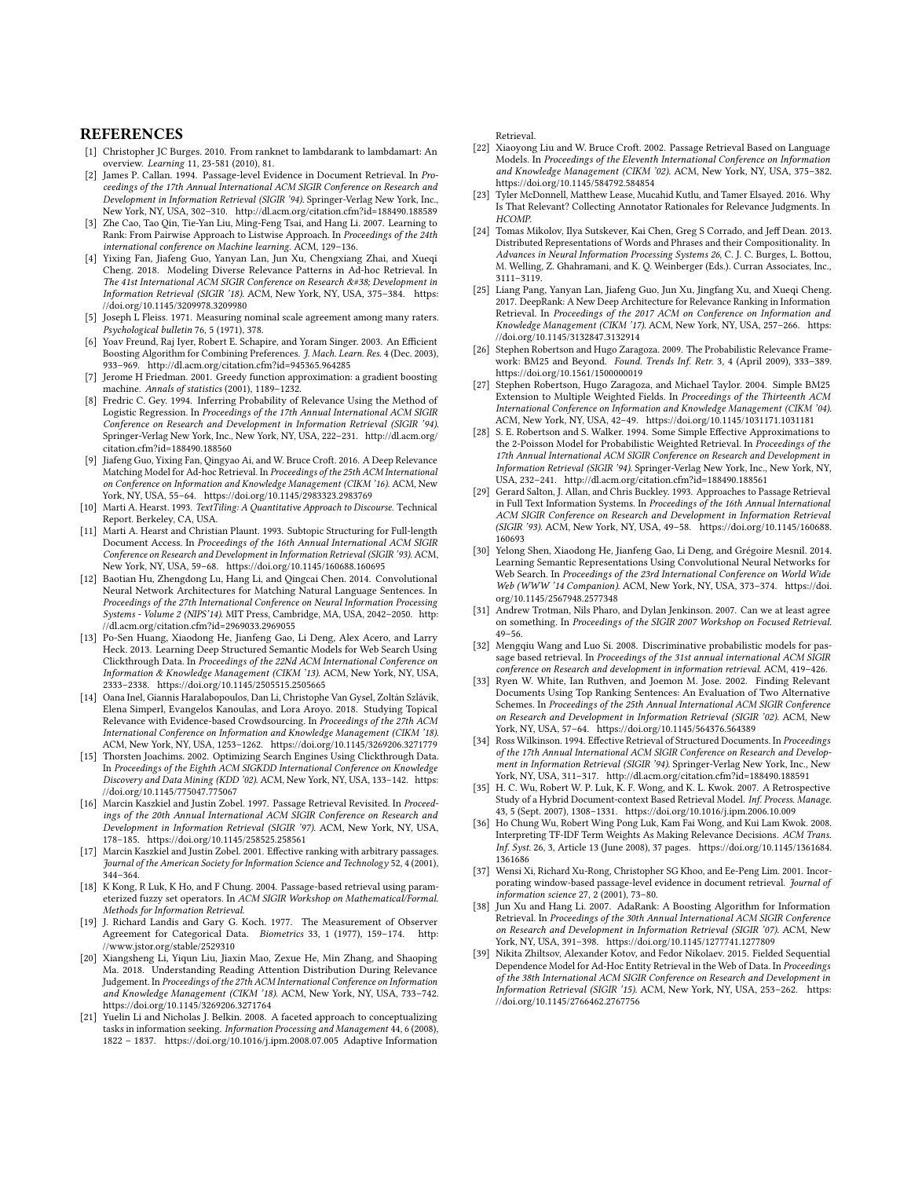## REFERENCES

[1] Christopher JC Burges. 2010. From ranknet to lambdarank to lambdamart: An overview. *Learning* 11, 23-581 (2010), 81.

[2] James P. Callan. 1994. Passage-level Evidence in Document Retrieval. In *Proceedings of the 17th Annual International ACM SIGIR Conference on Research and Development in Information Retrieval (SIGIR '94)*. Springer-Verlag New York, Inc., New York, NY, USA, 302–310. http://dl.acm.org/citation.cfm?id=188490.188589

[3] Zhe Cao, Tao Qin, Tie-Yan Liu, Ming-Feng Tsai, and Hang Li. 2007. Learning to Rank: From Pairwise Approach to Listwise Approach. In *Proceedings of the 24th international conference on Machine learning*. ACM, 129–136.

[4] Yixing Fan, Jiafeng Guo, Yanyan Lan, Jun Xu, Chengxiang Zhai, and Xueqi Cheng. 2018. Modeling Diverse Relevance Patterns in Ad-hoc Retrieval. In *The 41st International ACM SIGIR Conference on Research &#38; Development in Information Retrieval (SIGIR '18)*. ACM, New York, NY, USA, 375–384. https://doi.org/10.1145/3209978.3209980

[5] Joseph L Fleiss. 1971. Measuring nominal scale agreement among many raters. *Psychological bulletin* 76, 5 (1971), 378.

[6] Yoav Freund, Raj Iyer, Robert E. Schapire, and Yoram Singer. 2003. An Efficient Boosting Algorithm for Combining Preferences. *J. Mach. Learn. Res.* 4 (Dec. 2003), 933–969. http://dl.acm.org/citation.cfm?id=945365.964285

[7] Jerome H Friedman. 2001. Greedy function approximation: a gradient boosting machine. *Annals of statistics* (2001), 1189–1232.

[8] Fredric C. Gey. 1994. Inferring Probability of Relevance Using the Method of Logistic Regression. In *Proceedings of the 17th Annual International ACM SIGIR Conference on Research and Development in Information Retrieval (SIGIR '94)*. Springer-Verlag New York, Inc., New York, NY, USA, 222–231. http://dl.acm.org/citation.cfm?id=188490.188560

[9] Jiafeng Guo, Yixing Fan, Qingyao Ai, and W. Bruce Croft. 2016. A Deep Relevance Matching Model for Ad-hoc Retrieval. In *Proceedings of the 25th ACM International on Conference on Information and Knowledge Management (CIKM '16)*. ACM, New York, NY, USA, 55–64. https://doi.org/10.1145/2983323.2983769

[10] Marti A. Hearst. 1993. *TextTiling: A Quantitative Approach to Discourse*. Technical Report. Berkeley, CA, USA.

[11] Marti A. Hearst and Christian Plaunt. 1993. Subtopic Structuring for Full-length Document Access. In *Proceedings of the 16th Annual International ACM SIGIR Conference on Research and Development in Information Retrieval (SIGIR '93)*. ACM, New York, NY, USA, 59–68. https://doi.org/10.1145/160688.160695

[12] Baotian Hu, Zhengdong Lu, Hang Li, and Qingcai Chen. 2014. Convolutional Neural Network Architectures for Matching Natural Language Sentences. In *Proceedings of the 27th International Conference on Neural Information Processing Systems - Volume 2 (NIPS'14)*. MIT Press, Cambridge, MA, USA, 2042–2050. http://dl.acm.org/citation.cfm?id=2969033.2969055

[13] Po-Sen Huang, Xiaodong He, Jianfeng Gao, Li Deng, Alex Acero, and Larry Heck. 2013. Learning Deep Structured Semantic Models for Web Search Using Clickthrough Data. In *Proceedings of the 22Nd ACM International Conference on Information & Knowledge Management (CIKM '13)*. ACM, New York, NY, USA, 2333–2338. https://doi.org/10.1145/2505515.2505665

[14] Oana Inel, Giannis Haralabopoulos, Dan Li, Christophe Van Gysel, Zoltán Szlávik, Elena Simperl, Evangelos Kanoulas, and Lora Aroyo. 2018. Studying Topical Relevance with Evidence-based Crowdsourcing. In *Proceedings of the 27th ACM International Conference on Information and Knowledge Management (CIKM '18)*. ACM, New York, NY, USA, 1253–1262. https://doi.org/10.1145/3269206.3271779

[15] Thorsten Joachims. 2002. Optimizing Search Engines Using Clickthrough Data. In *Proceedings of the Eighth ACM SIGKDD International Conference on Knowledge Discovery and Data Mining (KDD '02)*. ACM, New York, NY, USA, 133–142. https://doi.org/10.1145/775047.775067

[16] Marcin Kaszkiel and Justin Zobel. 1997. Passage Retrieval Revisited. In *Proceedings of the 20th Annual International ACM SIGIR Conference on Research and Development in Information Retrieval (SIGIR '97)*. ACM, New York, NY, USA, 178–185. https://doi.org/10.1145/258525.258561

[17] Marcin Kaszkiel and Justin Zobel. 2001. Effective ranking with arbitrary passages. *Journal of the American Society for Information Science and Technology* 52, 4 (2001), 344–364.

[18] K Kong, R Luk, K Ho, and F Chung. 2004. Passage-based retrieval using parameterized fuzzy set operators. In *ACM SIGIR Workshop on Mathematical/Formal. Methods for Information Retrieval*.

[19] J. Richard Landis and Gary G. Koch. 1977. The Measurement of Observer Agreement for Categorical Data. *Biometrics* 33, 1 (1977), 159–174. http://www.jstor.org/stable/2529310

[20] Xiangsheng Li, Yiqun Liu, Jiaxin Mao, Zexue He, Min Zhang, and Shaoping Ma. 2018. Understanding Reading Attention Distribution During Relevance Judgement. In *Proceedings of the 27th ACM International Conference on Information and Knowledge Management (CIKM '18)*. ACM, New York, NY, USA, 733–742. https://doi.org/10.1145/3269206.3271764

[21] Yuelin Li and Nicholas J. Belkin. 2008. A faceted approach to conceptualizing tasks in information seeking. *Information Processing and Management* 44, 6 (2008), 1822 – 1837. https://doi.org/10.1016/j.ipm.2008.07.005 Adaptive Information Retrieval.

[22] Xiaoyong Liu and W. Bruce Croft. 2002. Passage Retrieval Based on Language Models. In *Proceedings of the Eleventh International Conference on Information and Knowledge Management (CIKM '02)*. ACM, New York, NY, USA, 375–382. https://doi.org/10.1145/584792.584854

[23] Tyler McDonnell, Matthew Lease, Mucahid Kutlu, and Tamer Elsayed. 2016. Why Is That Relevant? Collecting Annotator Rationales for Relevance Judgments. In *HCOMP*.

[24] Tomas Mikolov, Ilya Sutskever, Kai Chen, Greg S Corrado, and Jeff Dean. 2013. Distributed Representations of Words and Phrases and their Compositionality. In *Advances in Neural Information Processing Systems 26*, C. J. C. Burges, L. Bottou, M. Welling, Z. Ghahramani, and K. Q. Weinberger (Eds.). Curran Associates, Inc., 3111–3119.

[25] Liang Pang, Yanyan Lan, Jiafeng Guo, Jun Xu, Jingfang Xu, and Xueqi Cheng. 2017. DeepRank: A New Deep Architecture for Relevance Ranking in Information Retrieval. In *Proceedings of the 2017 ACM on Conference on Information and Knowledge Management (CIKM '17)*. ACM, New York, NY, USA, 257–266. https://doi.org/10.1145/3132847.3132914

[26] Stephen Robertson and Hugo Zaragoza. 2009. The Probabilistic Relevance Framework: BM25 and Beyond. *Found. Trends Inf. Retr.* 3, 4 (April 2009), 333–389. https://doi.org/10.1561/1500000019

[27] Stephen Robertson, Hugo Zaragoza, and Michael Taylor. 2004. Simple BM25 Extension to Multiple Weighted Fields. In *Proceedings of the Thirteenth ACM International Conference on Information and Knowledge Management (CIKM '04)*. ACM, New York, NY, USA, 42–49. https://doi.org/10.1145/1031171.1031181

[28] S. E. Robertson and S. Walker. 1994. Some Simple Effective Approximations to the 2-Poisson Model for Probabilistic Weighted Retrieval. In *Proceedings of the 17th Annual International ACM SIGIR Conference on Research and Development in Information Retrieval (SIGIR '94)*. Springer-Verlag New York, Inc., New York, NY, USA, 232–241. http://dl.acm.org/citation.cfm?id=188490.188561

[29] Gerard Salton, J. Allan, and Chris Buckley. 1993. Approaches to Passage Retrieval in Full Text Information Systems. In *Proceedings of the 16th Annual International ACM SIGIR Conference on Research and Development in Information Retrieval (SIGIR '93)*. ACM, New York, NY, USA, 49–58. https://doi.org/10.1145/160688.160693

[30] Yelong Shen, Xiaodong He, Jianfeng Gao, Li Deng, and Grégoire Mesnil. 2014. Learning Semantic Representations Using Convolutional Neural Networks for Web Search. In *Proceedings of the 23rd International Conference on World Wide Web (WWW '14 Companion)*. ACM, New York, NY, USA, 373–374. https://doi.org/10.1145/2567948.2577348

[31] Andrew Trotman, Nils Pharo, and Dylan Jenkinson. 2007. Can we at least agree on something. In *Proceedings of the SIGIR 2007 Workshop on Focused Retrieval*. 49–56.

[32] Mengqiu Wang and Luo Si. 2008. Discriminative probabilistic models for passage based retrieval. In *Proceedings of the 31st annual international ACM SIGIR conference on Research and development in information retrieval*. ACM, 419–426.

[33] Ryen W. White, Ian Ruthven, and Joemon M. Jose. 2002. Finding Relevant Documents Using Top Ranking Sentences: An Evaluation of Two Alternative Schemes. In *Proceedings of the 25th Annual International ACM SIGIR Conference on Research and Development in Information Retrieval (SIGIR '02)*. ACM, New York, NY, USA, 57–64. https://doi.org/10.1145/564376.564389

[34] Ross Wilkinson. 1994. Effective Retrieval of Structured Documents. In *Proceedings of the 17th Annual International ACM SIGIR Conference on Research and Development in Information Retrieval (SIGIR '94)*. Springer-Verlag New York, Inc., New York, NY, USA, 311–317. http://dl.acm.org/citation.cfm?id=188490.188591

[35] H. C. Wu, Robert W. P. Luk, K. F. Wong, and K. L. Kwok. 2007. A Retrospective Study of a Hybrid Document-context Based Retrieval Model. *Inf. Process. Manage.* 43, 5 (Sept. 2007), 1308–1331. https://doi.org/10.1016/j.ipm.2006.10.009

[36] Ho Chung Wu, Robert Wing Pong Luk, Kam Fai Wong, and Kui Lam Kwok. 2008. Interpreting TF-IDF Term Weights As Making Relevance Decisions. *ACM Trans. Inf. Syst.* 26, 3, Article 13 (June 2008), 37 pages. https://doi.org/10.1145/1361684.1361686

[37] Wensi Xi, Richard Xu-Rong, Christopher SG Khoo, and Ee-Peng Lim. 2001. Incorporating window-based passage-level evidence in document retrieval. *Journal of information science* 27, 2 (2001), 73–80.

[38] Jun Xu and Hang Li. 2007. AdaRank: A Boosting Algorithm for Information Retrieval. In *Proceedings of the 30th Annual International ACM SIGIR Conference on Research and Development in Information Retrieval (SIGIR '07)*. ACM, New York, NY, USA, 391–398. https://doi.org/10.1145/1277741.1277809

[39] Nikita Zhiltsov, Alexander Kotov, and Fedor Nikolaev. 2015. Fielded Sequential Dependence Model for Ad-Hoc Entity Retrieval in the Web of Data. In *Proceedings of the 38th International ACM SIGIR Conference on Research and Development in Information Retrieval (SIGIR '15)*. ACM, New York, NY, USA, 253–262. https://doi.org/10.1145/2766462.2767756